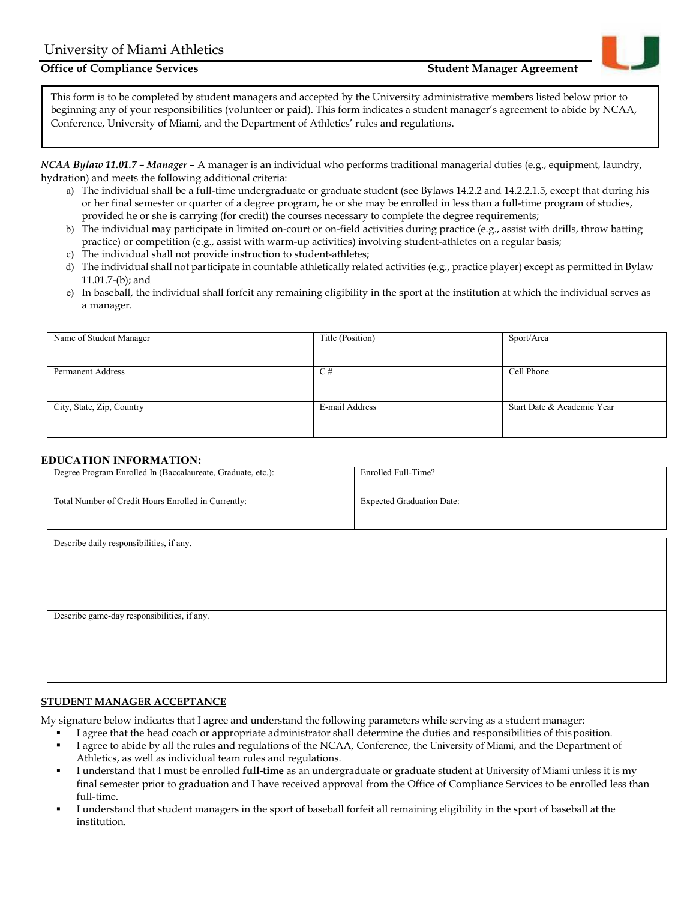# University of Miami Athletics

**Office of Compliance Services** **Student Manager Agreement**

This form is to be completed by student managers and accepted by the University administrative members listed below prior to beginning any of your responsibilities (volunteer or paid). This form indicates a student manager's agreement to abide by NCAA, Conference, University of Miami, and the Department of Athletics' rules and regulations.

***NCAA Bylaw 11.01.7 – Manager –*** A manager is an individual who performs traditional managerial duties (e.g., equipment, laundry, hydration) and meets the following additional criteria:

a) The individual shall be a full-time undergraduate or graduate student (see Bylaws 14.2.2 and 14.2.2.1.5, except that during his or her final semester or quarter of a degree program, he or she may be enrolled in less than a full-time program of studies, provided he or she is carrying (for credit) the courses necessary to complete the degree requirements;
b) The individual may participate in limited on-court or on-field activities during practice (e.g., assist with drills, throw batting practice) or competition (e.g., assist with warm-up activities) involving student-athletes on a regular basis;
c) The individual shall not provide instruction to student-athletes;
d) The individual shall not participate in countable athletically related activities (e.g., practice player) except as permitted in Bylaw 11.01.7-(b); and
e) In baseball, the individual shall forfeit any remaining eligibility in the sport at the institution at which the individual serves as a manager.

| Name of Student Manager | Title (Position) | Sport/Area |
|---|---|---|
| Permanent Address | C # | Cell Phone |
| City, State, Zip, Country | E-mail Address | Start Date & Academic Year |

**EDUCATION INFORMATION:**

| Degree Program Enrolled In (Baccalaureate, Graduate, etc.): | Enrolled Full-Time? |
|---|---|
| Total Number of Credit Hours Enrolled in Currently: | Expected Graduation Date: |

| Describe daily responsibilities, if any. |
|---|
| Describe game-day responsibilities, if any. |

**STUDENT MANAGER ACCEPTANCE**

My signature below indicates that I agree and understand the following parameters while serving as a student manager:

- I agree that the head coach or appropriate administrator shall determine the duties and responsibilities of this position.
- I agree to abide by all the rules and regulations of the NCAA, Conference, the University of Miami, and the Department of Athletics, as well as individual team rules and regulations.
- I understand that I must be enrolled **full-time** as an undergraduate or graduate student at University of Miami unless it is my final semester prior to graduation and I have received approval from the Office of Compliance Services to be enrolled less than full-time.
- I understand that student managers in the sport of baseball forfeit all remaining eligibility in the sport of baseball at the institution.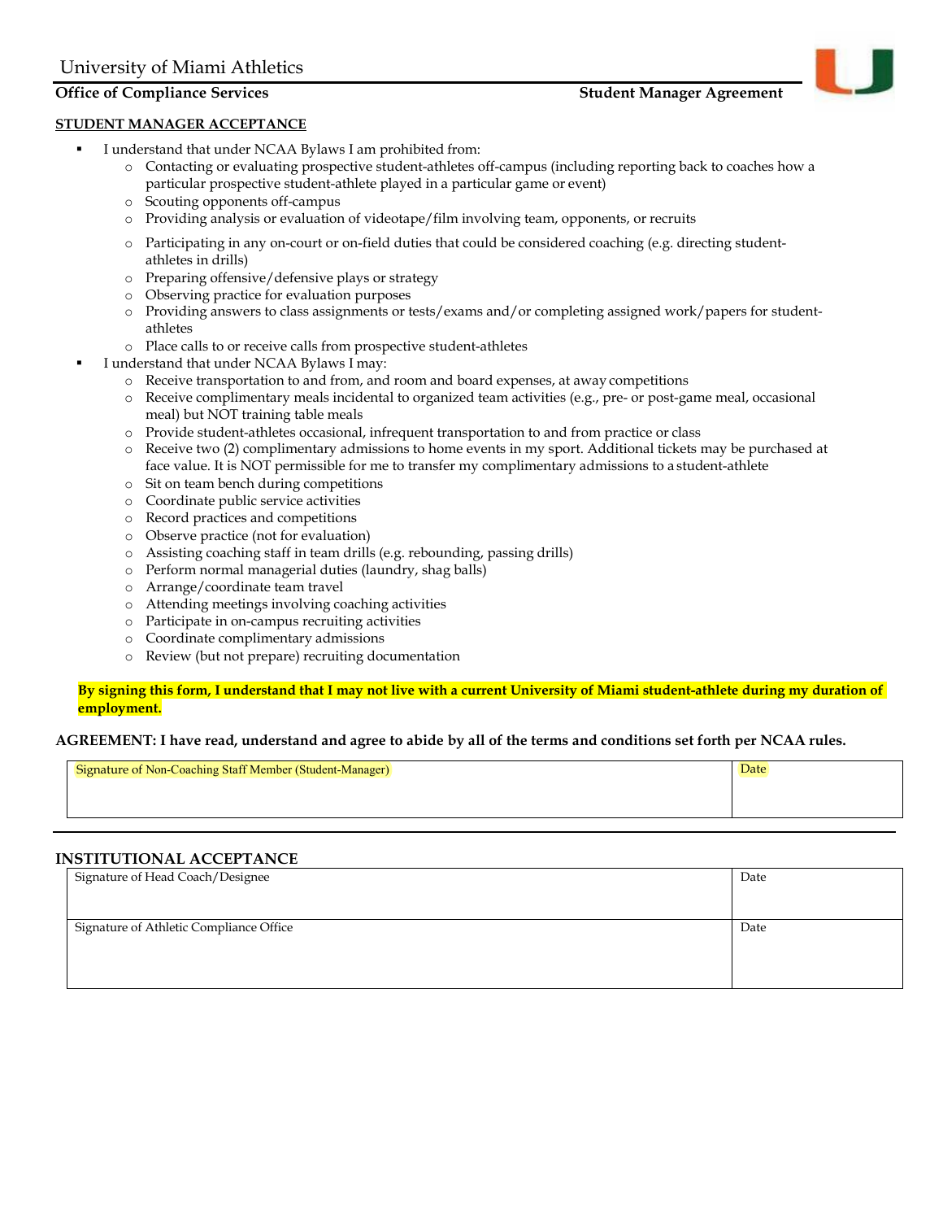University of Miami Athletics

**Office of Compliance Services** **Student Manager Agreement**

**STUDENT MANAGER ACCEPTANCE**

- I understand that under NCAA Bylaws I am prohibited from:
  - Contacting or evaluating prospective student-athletes off-campus (including reporting back to coaches how a particular prospective student-athlete played in a particular game or event)
  - Scouting opponents off-campus
  - Providing analysis or evaluation of videotape/film involving team, opponents, or recruits
  - Participating in any on-court or on-field duties that could be considered coaching (e.g. directing student-athletes in drills)
  - Preparing offensive/defensive plays or strategy
  - Observing practice for evaluation purposes
  - Providing answers to class assignments or tests/exams and/or completing assigned work/papers for student-athletes
  - Place calls to or receive calls from prospective student-athletes
- I understand that under NCAA Bylaws I may:
  - Receive transportation to and from, and room and board expenses, at away competitions
  - Receive complimentary meals incidental to organized team activities (e.g., pre- or post-game meal, occasional meal) but NOT training table meals
  - Provide student-athletes occasional, infrequent transportation to and from practice or class
  - Receive two (2) complimentary admissions to home events in my sport. Additional tickets may be purchased at face value. It is NOT permissible for me to transfer my complimentary admissions to a student-athlete
  - Sit on team bench during competitions
  - Coordinate public service activities
  - Record practices and competitions
  - Observe practice (not for evaluation)
  - Assisting coaching staff in team drills (e.g. rebounding, passing drills)
  - Perform normal managerial duties (laundry, shag balls)
  - Arrange/coordinate team travel
  - Attending meetings involving coaching activities
  - Participate in on-campus recruiting activities
  - Coordinate complimentary admissions
  - Review (but not prepare) recruiting documentation

**By signing this form, I understand that I may not live with a current University of Miami student-athlete during my duration of employment.**

**AGREEMENT: I have read, understand and agree to abide by all of the terms and conditions set forth per NCAA rules.**

| Signature of Non-Coaching Staff Member (Student-Manager) | Date |
|---|---|
| | |

**INSTITUTIONAL ACCEPTANCE**

| Signature of Head Coach/Designee | Date |
|---|---|
| Signature of Athletic Compliance Office | Date |